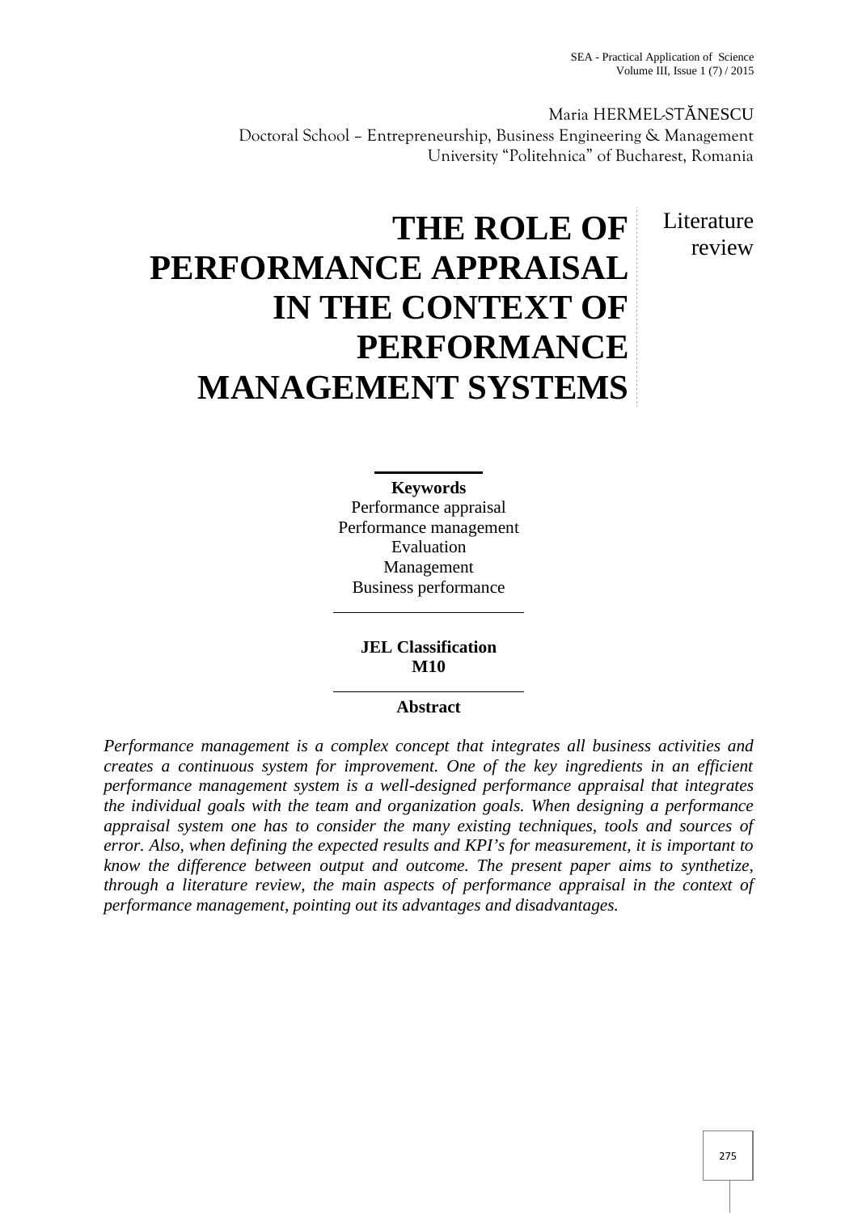Maria HERMEL-STĂNESCU
Doctoral School – Entrepreneurship, Business Engineering & Management
University "Politehnica" of Bucharest, Romania

Literature review

# THE ROLE OF PERFORMANCE APPRAISAL IN THE CONTEXT OF PERFORMANCE MANAGEMENT SYSTEMS

**Keywords**
Performance appraisal
Performance management
Evaluation
Management
Business performance

**JEL Classification**
**M10**

**Abstract**

*Performance management is a complex concept that integrates all business activities and creates a continuous system for improvement. One of the key ingredients in an efficient performance management system is a well-designed performance appraisal that integrates the individual goals with the team and organization goals. When designing a performance appraisal system one has to consider the many existing techniques, tools and sources of error. Also, when defining the expected results and KPI's for measurement, it is important to know the difference between output and outcome. The present paper aims to synthetize, through a literature review, the main aspects of performance appraisal in the context of performance management, pointing out its advantages and disadvantages.*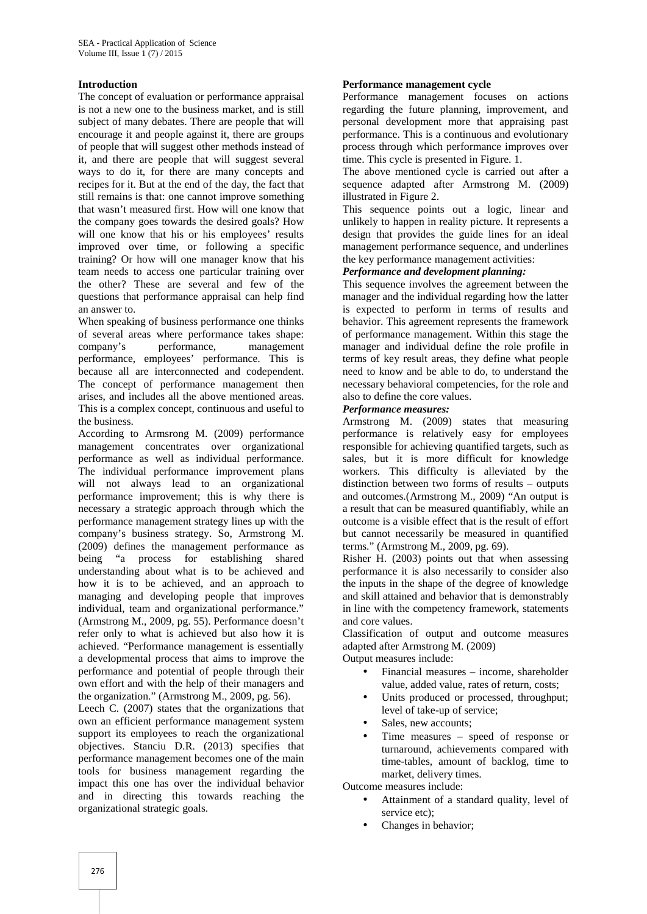## Introduction

The concept of evaluation or performance appraisal is not a new one to the business market, and is still subject of many debates. There are people that will encourage it and people against it, there are groups of people that will suggest other methods instead of it, and there are people that will suggest several ways to do it, for there are many concepts and recipes for it. But at the end of the day, the fact that still remains is that: one cannot improve something that wasn't measured first. How will one know that the company goes towards the desired goals? How will one know that his or his employees' results improved over time, or following a specific training? Or how will one manager know that his team needs to access one particular training over the other? These are several and few of the questions that performance appraisal can help find an answer to.

When speaking of business performance one thinks of several areas where performance takes shape: company's performance, management performance, employees' performance. This is because all are interconnected and codependent. The concept of performance management then arises, and includes all the above mentioned areas. This is a complex concept, continuous and useful to the business.

According to Armsrong M. (2009) performance management concentrates over organizational performance as well as individual performance. The individual performance improvement plans will not always lead to an organizational performance improvement; this is why there is necessary a strategic approach through which the performance management strategy lines up with the company's business strategy. So, Armstrong M. (2009) defines the management performance as being "a process for establishing shared understanding about what is to be achieved and how it is to be achieved, and an approach to managing and developing people that improves individual, team and organizational performance." (Armstrong M., 2009, pg. 55). Performance doesn't refer only to what is achieved but also how it is achieved. "Performance management is essentially a developmental process that aims to improve the performance and potential of people through their own effort and with the help of their managers and the organization." (Armstrong M., 2009, pg. 56).

Leech C. (2007) states that the organizations that own an efficient performance management system support its employees to reach the organizational objectives. Stanciu D.R. (2013) specifies that performance management becomes one of the main tools for business management regarding the impact this one has over the individual behavior and in directing this towards reaching the organizational strategic goals.

## Performance management cycle

Performance management focuses on actions regarding the future planning, improvement, and personal development more that appraising past performance. This is a continuous and evolutionary process through which performance improves over time. This cycle is presented in Figure. 1.

The above mentioned cycle is carried out after a sequence adapted after Armstrong M. (2009) illustrated in Figure 2.

This sequence points out a logic, linear and unlikely to happen in reality picture. It represents a design that provides the guide lines for an ideal management performance sequence, and underlines the key performance management activities:

***Performance and development planning:***

This sequence involves the agreement between the manager and the individual regarding how the latter is expected to perform in terms of results and behavior. This agreement represents the framework of performance management. Within this stage the manager and individual define the role profile in terms of key result areas, they define what people need to know and be able to do, to understand the necessary behavioral competencies, for the role and also to define the core values.

***Performance measures:***

Armstrong M. (2009) states that measuring performance is relatively easy for employees responsible for achieving quantified targets, such as sales, but it is more difficult for knowledge workers. This difficulty is alleviated by the distinction between two forms of results – outputs and outcomes.(Armstrong M., 2009) "An output is a result that can be measured quantifiably, while an outcome is a visible effect that is the result of effort but cannot necessarily be measured in quantified terms." (Armstrong M., 2009, pg. 69).

Risher H. (2003) points out that when assessing performance it is also necessarily to consider also the inputs in the shape of the degree of knowledge and skill attained and behavior that is demonstrably in line with the competency framework, statements and core values.

Classification of output and outcome measures adapted after Armstrong M. (2009)

Output measures include:

- Financial measures – income, shareholder value, added value, rates of return, costs;
- Units produced or processed, throughput; level of take-up of service;
- Sales, new accounts;
- Time measures – speed of response or turnaround, achievements compared with time-tables, amount of backlog, time to market, delivery times.

Outcome measures include:

- Attainment of a standard quality, level of service etc);
- Changes in behavior;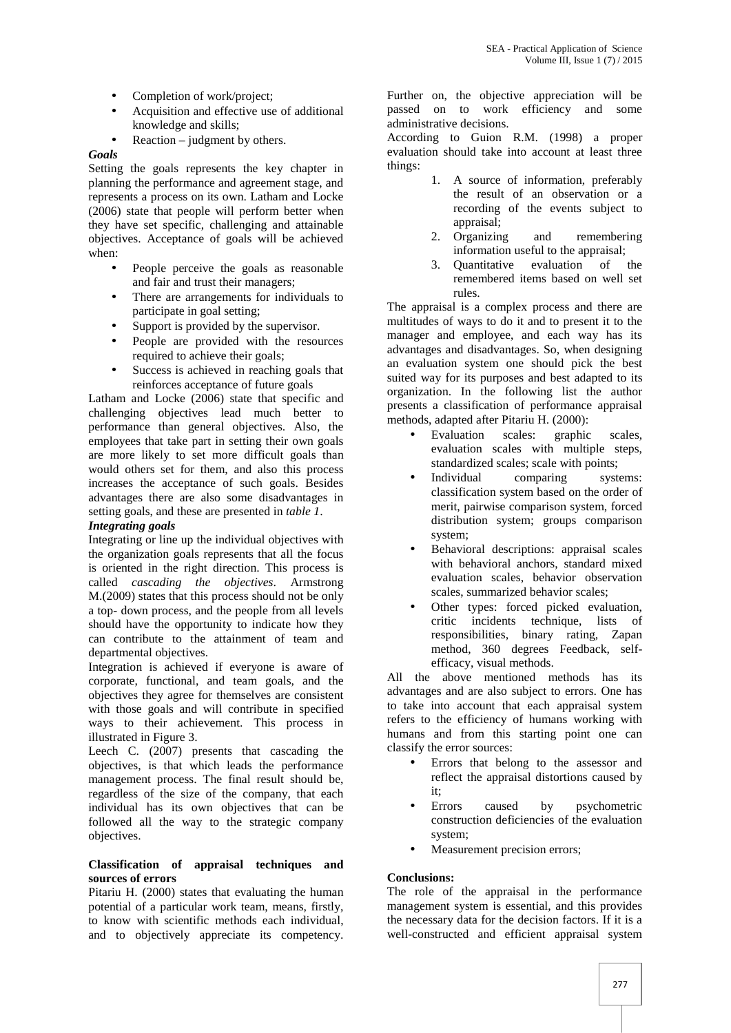- Completion of work/project;
- Acquisition and effective use of additional knowledge and skills;
- Reaction – judgment by others.

***Goals***

Setting the goals represents the key chapter in planning the performance and agreement stage, and represents a process on its own. Latham and Locke (2006) state that people will perform better when they have set specific, challenging and attainable objectives. Acceptance of goals will be achieved when:

- People perceive the goals as reasonable and fair and trust their managers;
- There are arrangements for individuals to participate in goal setting;
- Support is provided by the supervisor.
- People are provided with the resources required to achieve their goals;
- Success is achieved in reaching goals that reinforces acceptance of future goals

Latham and Locke (2006) state that specific and challenging objectives lead much better to performance than general objectives. Also, the employees that take part in setting their own goals are more likely to set more difficult goals than would others set for them, and also this process increases the acceptance of such goals. Besides advantages there are also some disadvantages in setting goals, and these are presented in *table 1*.

***Integrating goals***

Integrating or line up the individual objectives with the organization goals represents that all the focus is oriented in the right direction. This process is called *cascading the objectives*. Armstrong M.(2009) states that this process should not be only a top- down process, and the people from all levels should have the opportunity to indicate how they can contribute to the attainment of team and departmental objectives.

Integration is achieved if everyone is aware of corporate, functional, and team goals, and the objectives they agree for themselves are consistent with those goals and will contribute in specified ways to their achievement. This process in illustrated in Figure 3.

Leech C. (2007) presents that cascading the objectives, is that which leads the performance management process. The final result should be, regardless of the size of the company, that each individual has its own objectives that can be followed all the way to the strategic company objectives.

**Classification of appraisal techniques and sources of errors**

Pitariu H. (2000) states that evaluating the human potential of a particular work team, means, firstly, to know with scientific methods each individual, and to objectively appreciate its competency. Further on, the objective appreciation will be passed on to work efficiency and some administrative decisions.

According to Guion R.M. (1998) a proper evaluation should take into account at least three things:

1. A source of information, preferably the result of an observation or a recording of the events subject to appraisal;
2. Organizing and remembering information useful to the appraisal;
3. Quantitative evaluation of the remembered items based on well set rules.

The appraisal is a complex process and there are multitudes of ways to do it and to present it to the manager and employee, and each way has its advantages and disadvantages. So, when designing an evaluation system one should pick the best suited way for its purposes and best adapted to its organization. In the following list the author presents a classification of performance appraisal methods, adapted after Pitariu H. (2000):

- Evaluation scales: graphic scales, evaluation scales with multiple steps, standardized scales; scale with points;
- Individual comparing systems: classification system based on the order of merit, pairwise comparison system, forced distribution system; groups comparison system;
- Behavioral descriptions: appraisal scales with behavioral anchors, standard mixed evaluation scales, behavior observation scales, summarized behavior scales;
- Other types: forced picked evaluation, critic incidents technique, lists of responsibilities, binary rating, Zapan method, 360 degrees Feedback, self-efficacy, visual methods.

All the above mentioned methods has its advantages and are also subject to errors. One has to take into account that each appraisal system refers to the efficiency of humans working with humans and from this starting point one can classify the error sources:

- Errors that belong to the assessor and reflect the appraisal distortions caused by it;
- Errors caused by psychometric construction deficiencies of the evaluation system;
- Measurement precision errors;

**Conclusions:**

The role of the appraisal in the performance management system is essential, and this provides the necessary data for the decision factors. If it is a well-constructed and efficient appraisal system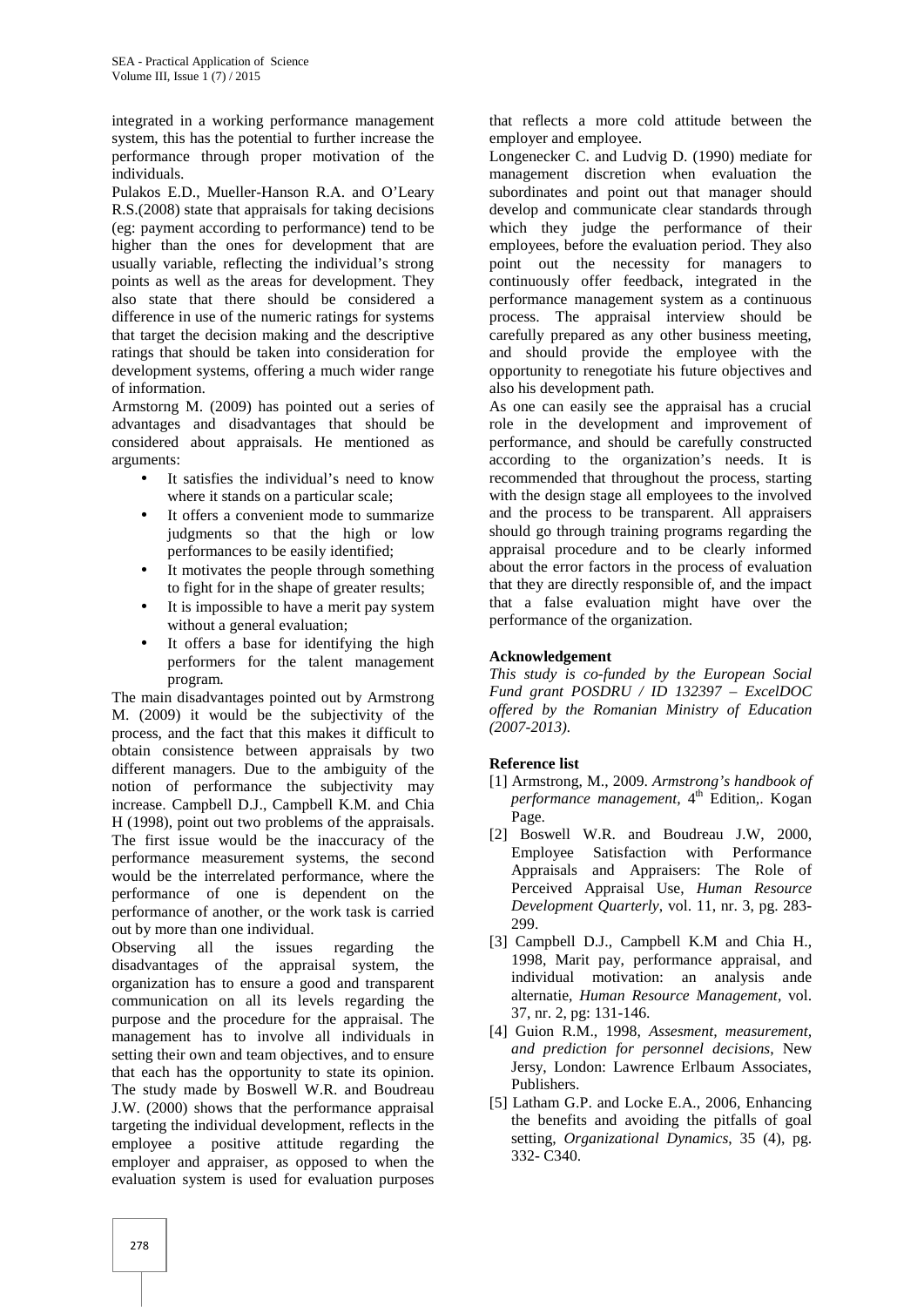integrated in a working performance management system, this has the potential to further increase the performance through proper motivation of the individuals.

Pulakos E.D., Mueller-Hanson R.A. and O'Leary R.S.(2008) state that appraisals for taking decisions (eg: payment according to performance) tend to be higher than the ones for development that are usually variable, reflecting the individual's strong points as well as the areas for development. They also state that there should be considered a difference in use of the numeric ratings for systems that target the decision making and the descriptive ratings that should be taken into consideration for development systems, offering a much wider range of information.

Armstorng M. (2009) has pointed out a series of advantages and disadvantages that should be considered about appraisals. He mentioned as arguments:

- It satisfies the individual's need to know where it stands on a particular scale;
- It offers a convenient mode to summarize judgments so that the high or low performances to be easily identified;
- It motivates the people through something to fight for in the shape of greater results;
- It is impossible to have a merit pay system without a general evaluation;
- It offers a base for identifying the high performers for the talent management program.

The main disadvantages pointed out by Armstrong M. (2009) it would be the subjectivity of the process, and the fact that this makes it difficult to obtain consistence between appraisals by two different managers. Due to the ambiguity of the notion of performance the subjectivity may increase. Campbell D.J., Campbell K.M. and Chia H (1998), point out two problems of the appraisals. The first issue would be the inaccuracy of the performance measurement systems, the second would be the interrelated performance, where the performance of one is dependent on the performance of another, or the work task is carried out by more than one individual.

Observing all the issues regarding the disadvantages of the appraisal system, the organization has to ensure a good and transparent communication on all its levels regarding the purpose and the procedure for the appraisal. The management has to involve all individuals in setting their own and team objectives, and to ensure that each has the opportunity to state its opinion. The study made by Boswell W.R. and Boudreau J.W. (2000) shows that the performance appraisal targeting the individual development, reflects in the employee a positive attitude regarding the employer and appraiser, as opposed to when the evaluation system is used for evaluation purposes that reflects a more cold attitude between the employer and employee.

Longenecker C. and Ludvig D. (1990) mediate for management discretion when evaluation the subordinates and point out that manager should develop and communicate clear standards through which they judge the performance of their employees, before the evaluation period. They also point out the necessity for managers to continuously offer feedback, integrated in the performance management system as a continuous process. The appraisal interview should be carefully prepared as any other business meeting, and should provide the employee with the opportunity to renegotiate his future objectives and also his development path.

As one can easily see the appraisal has a crucial role in the development and improvement of performance, and should be carefully constructed according to the organization's needs. It is recommended that throughout the process, starting with the design stage all employees to the involved and the process to be transparent. All appraisers should go through training programs regarding the appraisal procedure and to be clearly informed about the error factors in the process of evaluation that they are directly responsible of, and the impact that a false evaluation might have over the performance of the organization.

**Acknowledgement**

*This study is co-funded by the European Social Fund grant POSDRU / ID 132397 – ExcelDOC offered by the Romanian Ministry of Education (2007-2013).*

**Reference list**

[1] Armstrong, M., 2009. *Armstrong's handbook of performance management*, 4th Edition,. Kogan Page.

[2] Boswell W.R. and Boudreau J.W, 2000, Employee Satisfaction with Performance Appraisals and Appraisers: The Role of Perceived Appraisal Use, *Human Resource Development Quarterly*, vol. 11, nr. 3, pg. 283-299.

[3] Campbell D.J., Campbell K.M and Chia H., 1998, Marit pay, performance appraisal, and individual motivation: an analysis ande alternatie, *Human Resource Management*, vol. 37, nr. 2, pg: 131-146.

[4] Guion R.M., 1998, *Assesment, measurement, and prediction for personnel decisions*, New Jersy, London: Lawrence Erlbaum Associates, Publishers.

[5] Latham G.P. and Locke E.A., 2006, Enhancing the benefits and avoiding the pitfalls of goal setting, *Organizational Dynamics*, 35 (4), pg. 332- C340.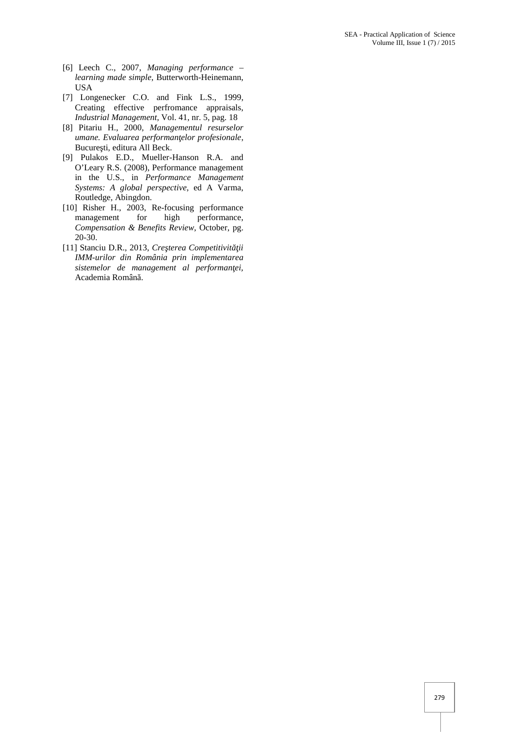[6] Leech C., 2007, *Managing performance – learning made simple*, Butterworth-Heinemann, USA

[7] Longenecker C.O. and Fink L.S., 1999, Creating effective perfromance appraisals, *Industrial Management*, Vol. 41, nr. 5, pag. 18

[8] Pitariu H., 2000, *Managementul resurselor umane. Evaluarea performanţelor profesionale*, Bucureşti, editura All Beck.

[9] Pulakos E.D., Mueller-Hanson R.A. and O'Leary R.S. (2008), Performance management in the U.S., in *Performance Management Systems: A global perspective*, ed A Varma, Routledge, Abingdon.

[10] Risher H., 2003, Re-focusing performance management for high performance, *Compensation & Benefits Review*, October, pg. 20-30.

[11] Stanciu D.R., 2013, *Creşterea Competitivităţii IMM-urilor din România prin implementarea sistemelor de management al performanţei*, Academia Română.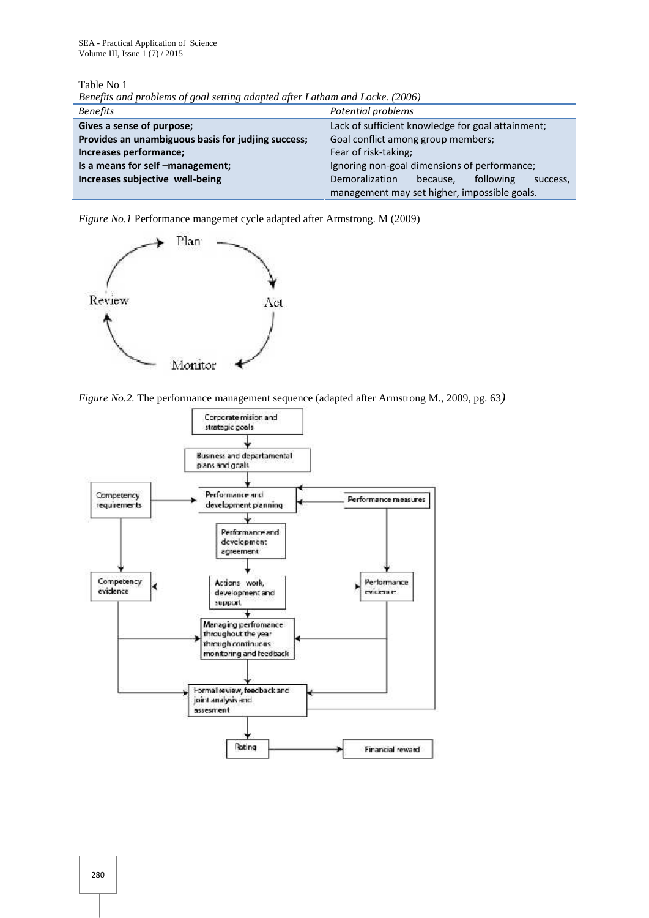Table No 1

*Benefits and problems of goal setting adapted after Latham and Locke. (2006)*

| *Benefits* | *Potential problems* |
|---|---|
| **Gives a sense of purpose;** | Lack of sufficient knowledge for goal attainment; |
| **Provides an unambiguous basis for judjing success;** | Goal conflict among group members; |
| **Increases performance;** | Fear of risk-taking; |
| **Is a means for self –management;** | Ignoring non-goal dimensions of performance; |
| **Increases subjective well-being** | Demoralization because, following success, management may set higher, impossible goals. |

*Figure No.1* Performance mangemet cycle adapted after Armstrong. M (2009)

*Figure No.2.* The performance management sequence (adapted after Armstrong M., 2009, pg. 63)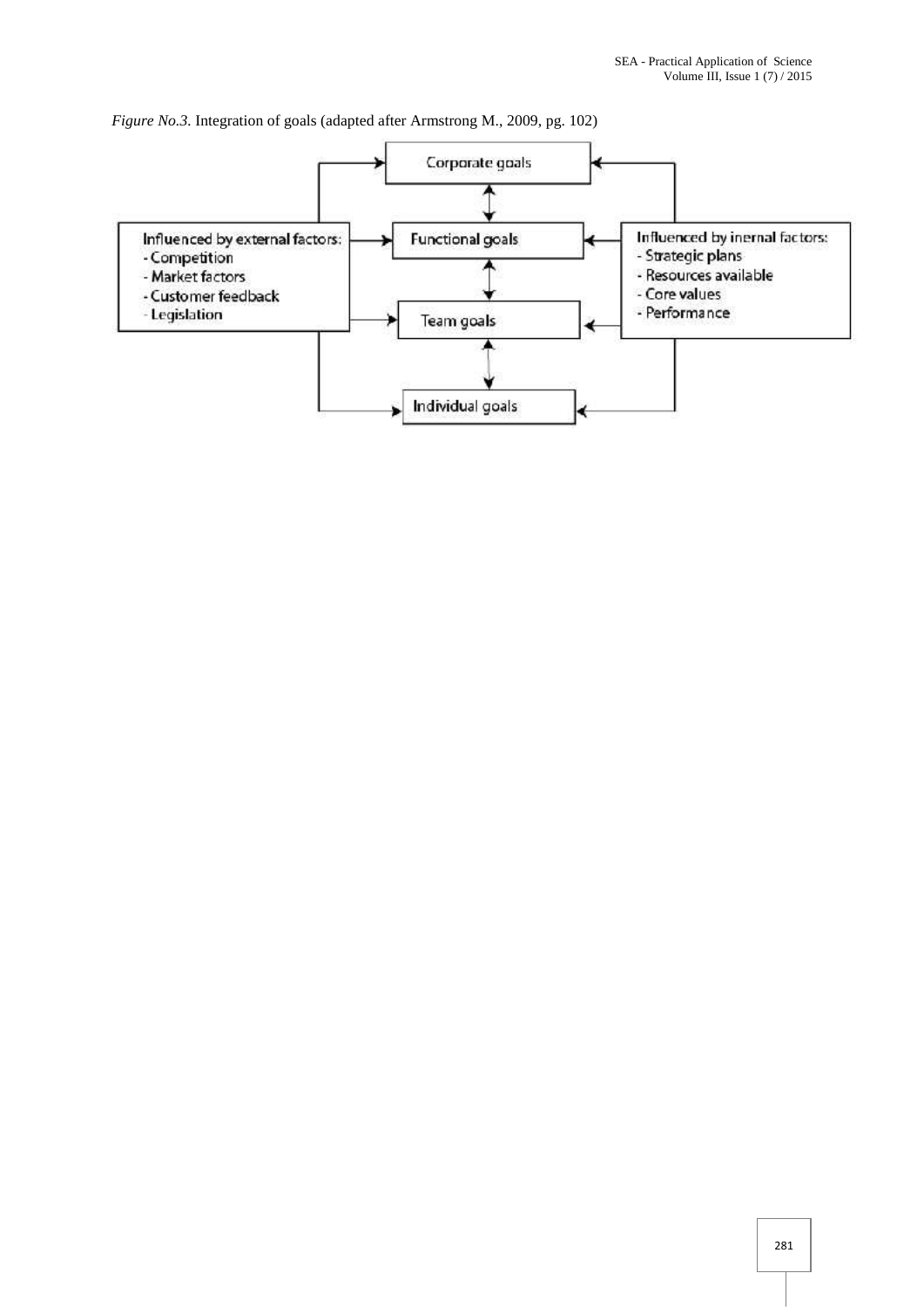*Figure No.3.* Integration of goals (adapted after Armstrong M., 2009, pg. 102)

Corporate goals

Functional goals

Team goals

Individual goals

Influenced by external factors:
- Competition
- Market factors
- Customer feedback
- Legislation

Influenced by inernal factors:
- Strategic plans
- Resources available
- Core values
- Performance